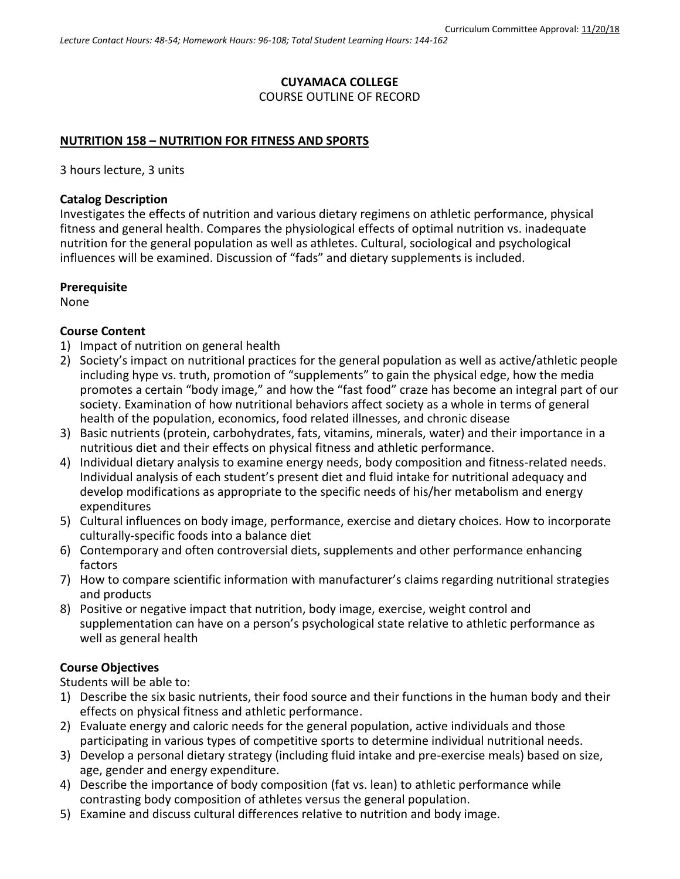Curriculum Committee Approval: 11/20/18

*Lecture Contact Hours: 48-54; Homework Hours: 96-108; Total Student Learning Hours: 144-162*

**CUYAMACA COLLEGE**
COURSE OUTLINE OF RECORD

**NUTRITION 158 – NUTRITION FOR FITNESS AND SPORTS**

3 hours lecture, 3 units

**Catalog Description**
Investigates the effects of nutrition and various dietary regimens on athletic performance, physical fitness and general health. Compares the physiological effects of optimal nutrition vs. inadequate nutrition for the general population as well as athletes. Cultural, sociological and psychological influences will be examined. Discussion of "fads" and dietary supplements is included.

**Prerequisite**
None

**Course Content**
1) Impact of nutrition on general health
2) Society's impact on nutritional practices for the general population as well as active/athletic people including hype vs. truth, promotion of "supplements" to gain the physical edge, how the media promotes a certain "body image," and how the "fast food" craze has become an integral part of our society. Examination of how nutritional behaviors affect society as a whole in terms of general health of the population, economics, food related illnesses, and chronic disease
3) Basic nutrients (protein, carbohydrates, fats, vitamins, minerals, water) and their importance in a nutritious diet and their effects on physical fitness and athletic performance.
4) Individual dietary analysis to examine energy needs, body composition and fitness-related needs. Individual analysis of each student's present diet and fluid intake for nutritional adequacy and develop modifications as appropriate to the specific needs of his/her metabolism and energy expenditures
5) Cultural influences on body image, performance, exercise and dietary choices. How to incorporate culturally-specific foods into a balance diet
6) Contemporary and often controversial diets, supplements and other performance enhancing factors
7) How to compare scientific information with manufacturer's claims regarding nutritional strategies and products
8) Positive or negative impact that nutrition, body image, exercise, weight control and supplementation can have on a person's psychological state relative to athletic performance as well as general health

**Course Objectives**
Students will be able to:
1) Describe the six basic nutrients, their food source and their functions in the human body and their effects on physical fitness and athletic performance.
2) Evaluate energy and caloric needs for the general population, active individuals and those participating in various types of competitive sports to determine individual nutritional needs.
3) Develop a personal dietary strategy (including fluid intake and pre-exercise meals) based on size, age, gender and energy expenditure.
4) Describe the importance of body composition (fat vs. lean) to athletic performance while contrasting body composition of athletes versus the general population.
5) Examine and discuss cultural differences relative to nutrition and body image.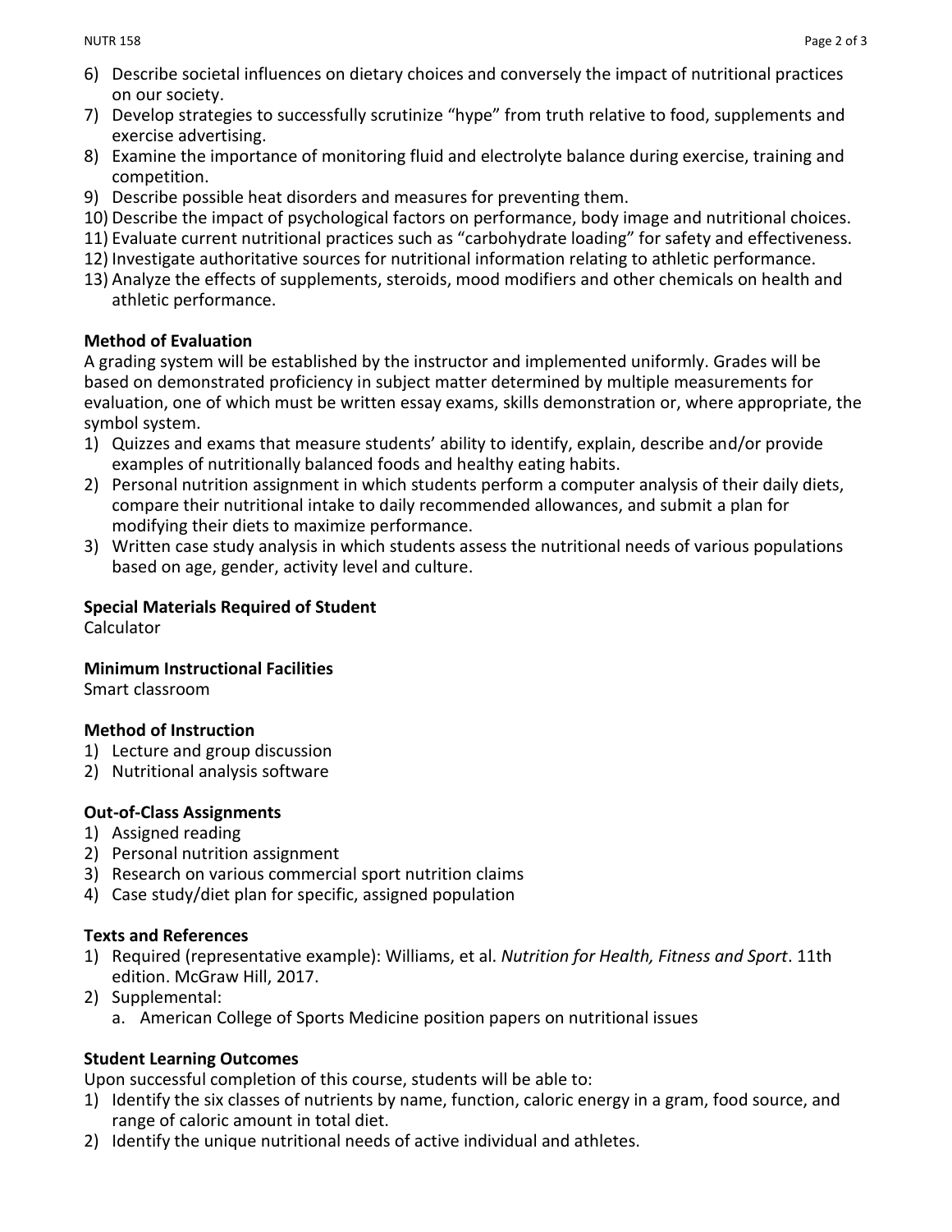6) Describe societal influences on dietary choices and conversely the impact of nutritional practices on our society.
7) Develop strategies to successfully scrutinize "hype" from truth relative to food, supplements and exercise advertising.
8) Examine the importance of monitoring fluid and electrolyte balance during exercise, training and competition.
9) Describe possible heat disorders and measures for preventing them.
10) Describe the impact of psychological factors on performance, body image and nutritional choices.
11) Evaluate current nutritional practices such as "carbohydrate loading" for safety and effectiveness.
12) Investigate authoritative sources for nutritional information relating to athletic performance.
13) Analyze the effects of supplements, steroids, mood modifiers and other chemicals on health and athletic performance.

**Method of Evaluation**

A grading system will be established by the instructor and implemented uniformly. Grades will be based on demonstrated proficiency in subject matter determined by multiple measurements for evaluation, one of which must be written essay exams, skills demonstration or, where appropriate, the symbol system.

1) Quizzes and exams that measure students' ability to identify, explain, describe and/or provide examples of nutritionally balanced foods and healthy eating habits.
2) Personal nutrition assignment in which students perform a computer analysis of their daily diets, compare their nutritional intake to daily recommended allowances, and submit a plan for modifying their diets to maximize performance.
3) Written case study analysis in which students assess the nutritional needs of various populations based on age, gender, activity level and culture.

**Special Materials Required of Student**

Calculator

**Minimum Instructional Facilities**

Smart classroom

**Method of Instruction**

1) Lecture and group discussion
2) Nutritional analysis software

**Out-of-Class Assignments**

1) Assigned reading
2) Personal nutrition assignment
3) Research on various commercial sport nutrition claims
4) Case study/diet plan for specific, assigned population

**Texts and References**

1) Required (representative example): Williams, et al. *Nutrition for Health, Fitness and Sport*. 11th edition. McGraw Hill, 2017.
2) Supplemental:
   a. American College of Sports Medicine position papers on nutritional issues

**Student Learning Outcomes**

Upon successful completion of this course, students will be able to:

1) Identify the six classes of nutrients by name, function, caloric energy in a gram, food source, and range of caloric amount in total diet.
2) Identify the unique nutritional needs of active individual and athletes.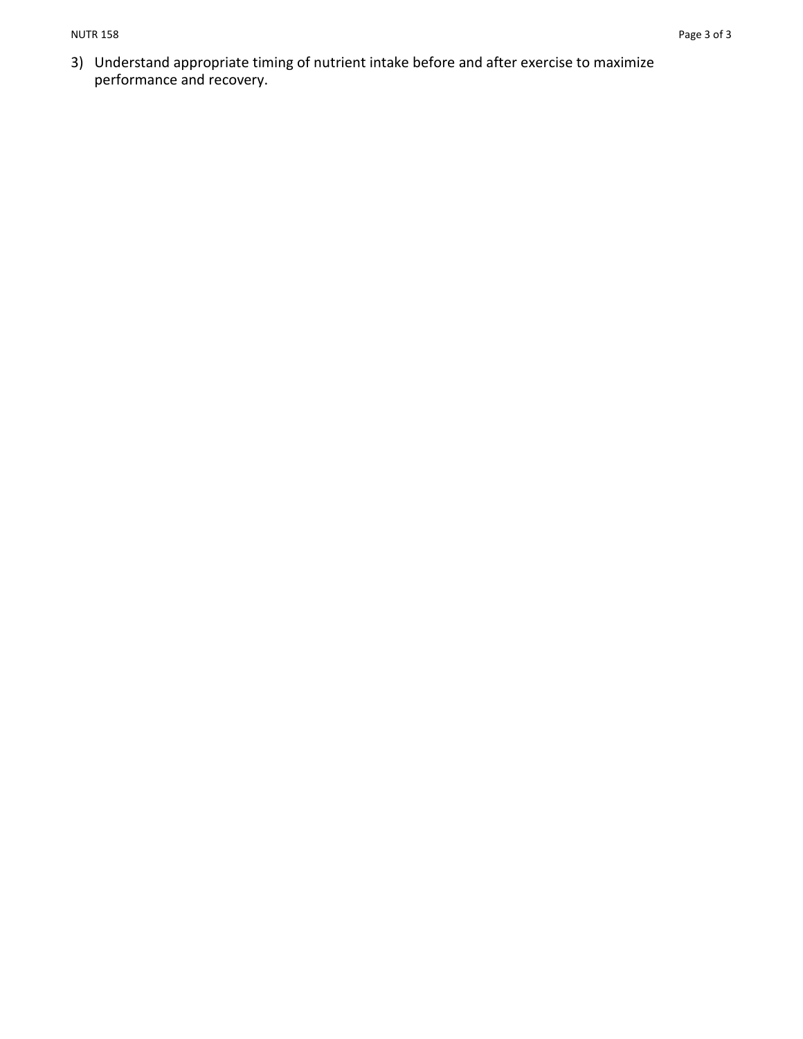3) Understand appropriate timing of nutrient intake before and after exercise to maximize performance and recovery.